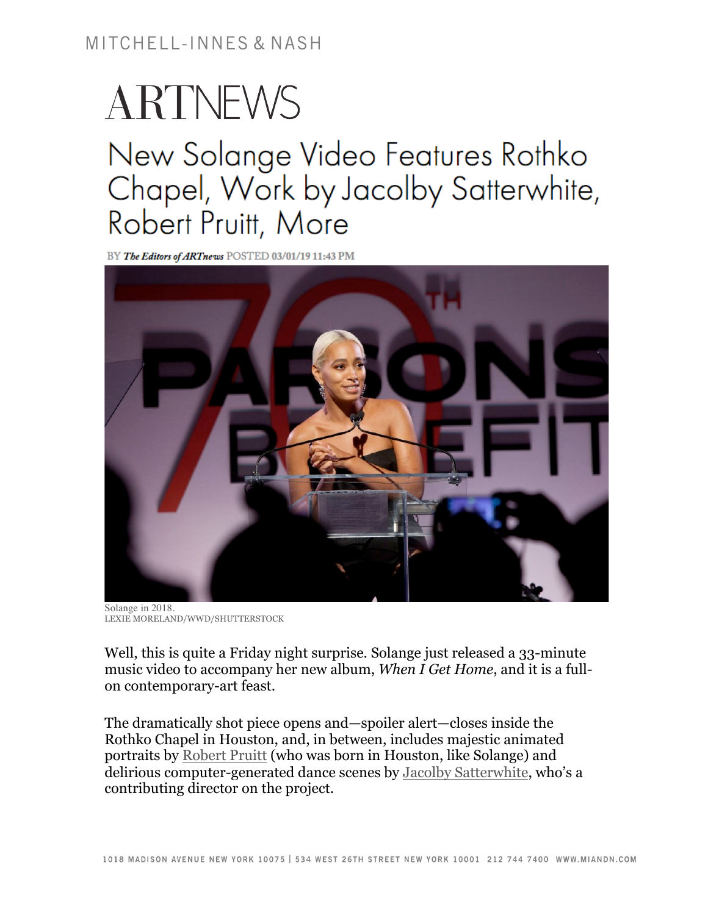MITCHELL-INNES & NASH

# ARTNEWS

## New Solange Video Features Rothko Chapel, Work by Jacolby Satterwhite, Robert Pruitt, More

BY *The Editors of ARTnews* POSTED 03/01/19 11:43 PM

Solange in 2018.
LEXIE MORELAND/WWD/SHUTTERSTOCK

Well, this is quite a Friday night surprise. Solange just released a 33-minute music video to accompany her new album, *When I Get Home*, and it is a full-on contemporary-art feast.

The dramatically shot piece opens and—spoiler alert—closes inside the Rothko Chapel in Houston, and, in between, includes majestic animated portraits by Robert Pruitt (who was born in Houston, like Solange) and delirious computer-generated dance scenes by Jacolby Satterwhite, who's a contributing director on the project.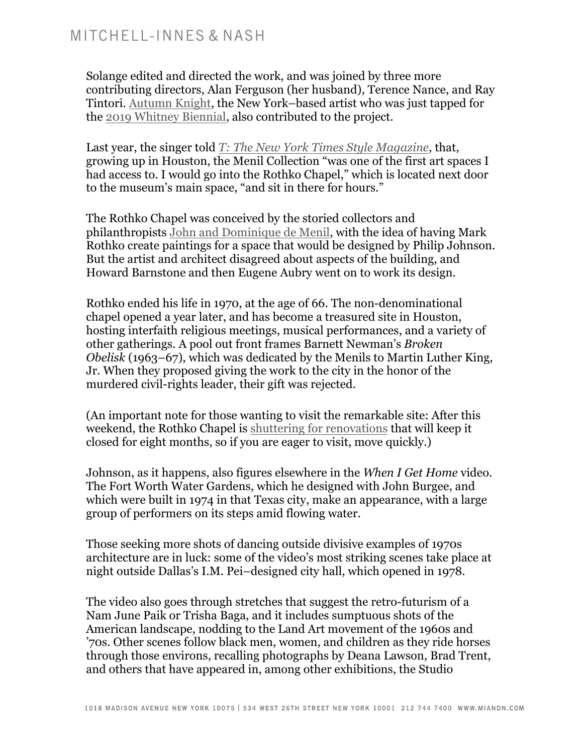Solange edited and directed the work, and was joined by three more contributing directors, Alan Ferguson (her husband), Terence Nance, and Ray Tintori. Autumn Knight, the New York–based artist who was just tapped for the 2019 Whitney Biennial, also contributed to the project.

Last year, the singer told *T: The New York Times Style Magazine*, that, growing up in Houston, the Menil Collection "was one of the first art spaces I had access to. I would go into the Rothko Chapel," which is located next door to the museum's main space, "and sit in there for hours."

The Rothko Chapel was conceived by the storied collectors and philanthropists John and Dominique de Menil, with the idea of having Mark Rothko create paintings for a space that would be designed by Philip Johnson. But the artist and architect disagreed about aspects of the building, and Howard Barnstone and then Eugene Aubry went on to work its design.

Rothko ended his life in 1970, at the age of 66. The non-denominational chapel opened a year later, and has become a treasured site in Houston, hosting interfaith religious meetings, musical performances, and a variety of other gatherings. A pool out front frames Barnett Newman's *Broken Obelisk* (1963–67), which was dedicated by the Menils to Martin Luther King, Jr. When they proposed giving the work to the city in the honor of the murdered civil-rights leader, their gift was rejected.

(An important note for those wanting to visit the remarkable site: After this weekend, the Rothko Chapel is shuttering for renovations that will keep it closed for eight months, so if you are eager to visit, move quickly.)

Johnson, as it happens, also figures elsewhere in the *When I Get Home* video. The Fort Worth Water Gardens, which he designed with John Burgee, and which were built in 1974 in that Texas city, make an appearance, with a large group of performers on its steps amid flowing water.

Those seeking more shots of dancing outside divisive examples of 1970s architecture are in luck: some of the video's most striking scenes take place at night outside Dallas's I.M. Pei–designed city hall, which opened in 1978.

The video also goes through stretches that suggest the retro-futurism of a Nam June Paik or Trisha Baga, and it includes sumptuous shots of the American landscape, nodding to the Land Art movement of the 1960s and '70s. Other scenes follow black men, women, and children as they ride horses through those environs, recalling photographs by Deana Lawson, Brad Trent, and others that have appeared in, among other exhibitions, the Studio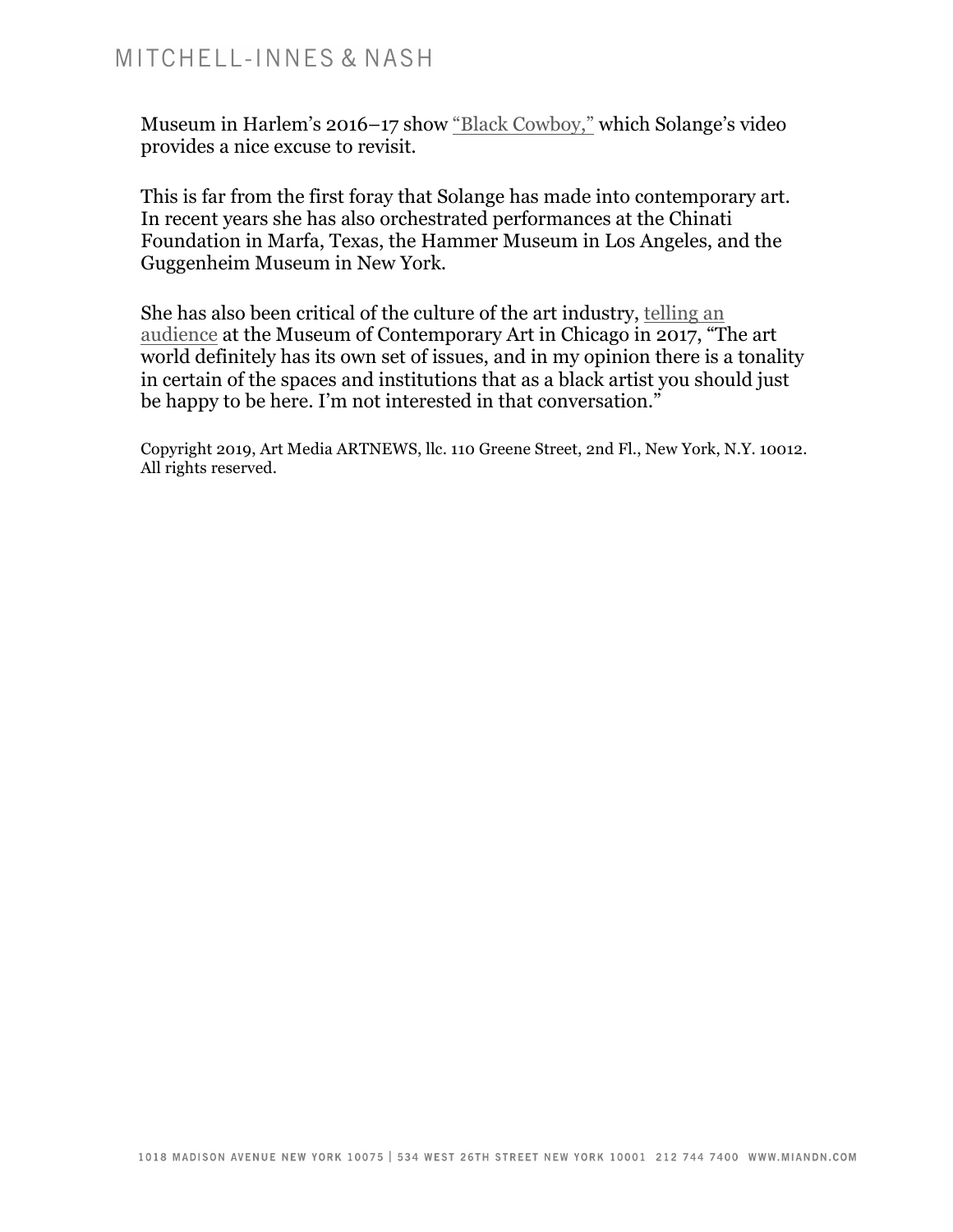Museum in Harlem's 2016–17 show "Black Cowboy," which Solange's video provides a nice excuse to revisit.

This is far from the first foray that Solange has made into contemporary art. In recent years she has also orchestrated performances at the Chinati Foundation in Marfa, Texas, the Hammer Museum in Los Angeles, and the Guggenheim Museum in New York.

She has also been critical of the culture of the art industry, telling an audience at the Museum of Contemporary Art in Chicago in 2017, "The art world definitely has its own set of issues, and in my opinion there is a tonality in certain of the spaces and institutions that as a black artist you should just be happy to be here. I'm not interested in that conversation."

Copyright 2019, Art Media ARTNEWS, llc. 110 Greene Street, 2nd Fl., New York, N.Y. 10012. All rights reserved.